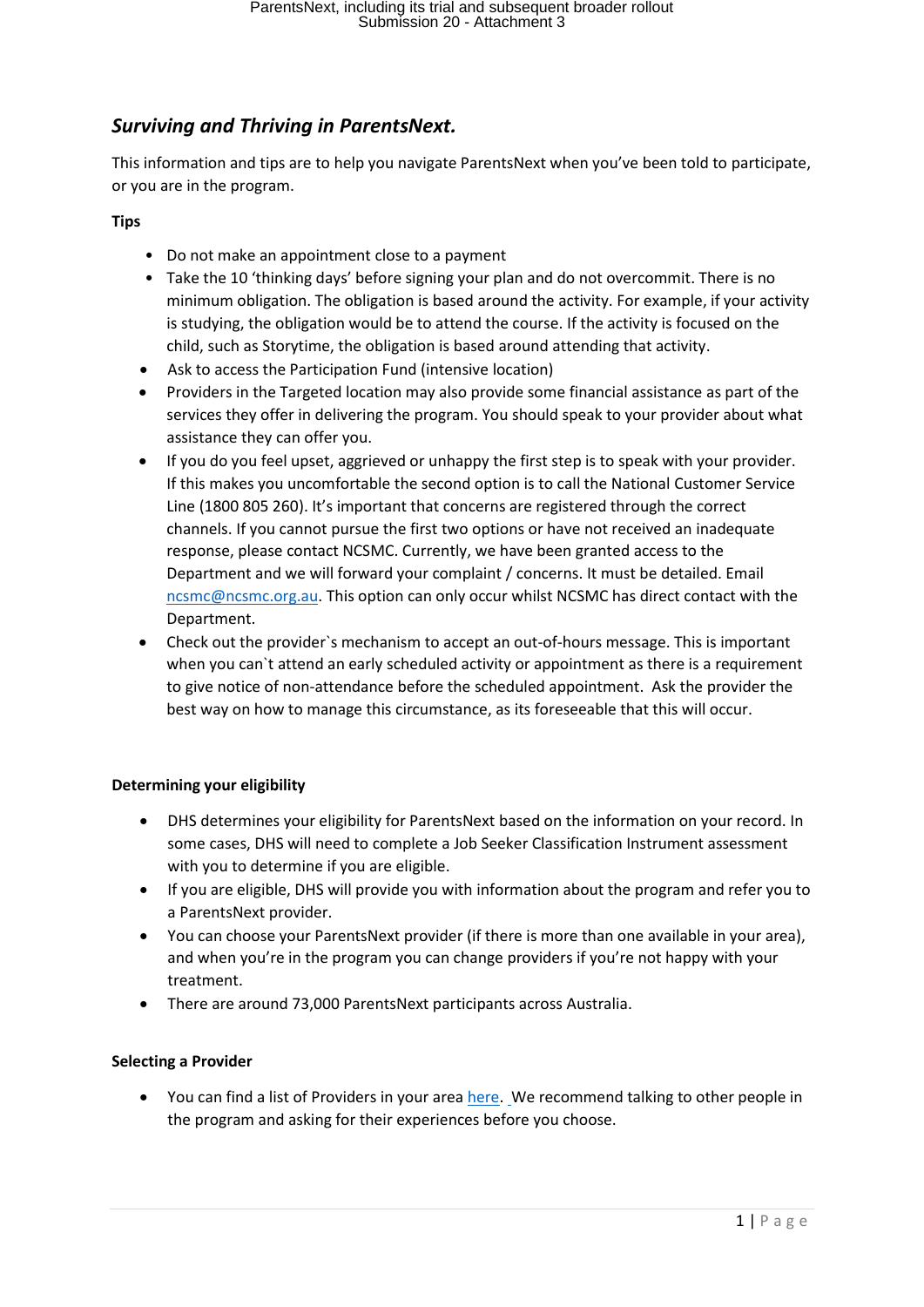## *Surviving and Thriving in ParentsNext.*

This information and tips are to help you navigate ParentsNext when you've been told to participate, or you are in the program.

**Tips**

- Do not make an appointment close to a payment
- Take the 10 'thinking days' before signing your plan and do not overcommit. There is no minimum obligation. The obligation is based around the activity. For example, if your activity is studying, the obligation would be to attend the course. If the activity is focused on the child, such as Storytime, the obligation is based around attending that activity.
- Ask to access the Participation Fund (intensive location)
- Providers in the Targeted location may also provide some financial assistance as part of the services they offer in delivering the program. You should speak to your provider about what assistance they can offer you.
- If you do you feel upset, aggrieved or unhappy the first step is to speak with your provider. If this makes you uncomfortable the second option is to call the National Customer Service Line (1800 805 260). It's important that concerns are registered through the correct channels. If you cannot pursue the first two options or have not received an inadequate response, please contact NCSMC. Currently, we have been granted access to the Department and we will forward your complaint / concerns. It must be detailed. Email [ncsmc@ncsmc.org.au](mailto:ncsmc@ncsmc.org.au). This option can only occur whilst NCSMC has direct contact with the Department.
- Check out the provider`s mechanism to accept an out-of-hours message. This is important when you can`t attend an early scheduled activity or appointment as there is a requirement to give notice of non-attendance before the scheduled appointment. Ask the provider the best way on how to manage this circumstance, as its foreseeable that this will occur.

**Determining your eligibility**

- DHS determines your eligibility for ParentsNext based on the information on your record. In some cases, DHS will need to complete a Job Seeker Classification Instrument assessment with you to determine if you are eligible.
- If you are eligible, DHS will provide you with information about the program and refer you to a ParentsNext provider.
- You can choose your ParentsNext provider (if there is more than one available in your area), and when you're in the program you can change providers if you're not happy with your treatment.
- There are around 73,000 ParentsNext participants across Australia.

**Selecting a Provider**

- You can find a list of Providers in your area here. We recommend talking to other people in the program and asking for their experiences before you choose.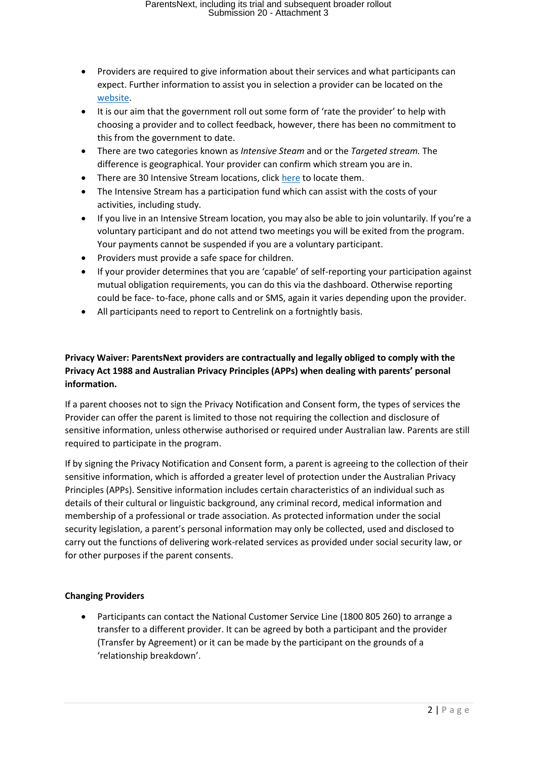- Providers are required to give information about their services and what participants can expect. Further information to assist you in selection a provider can be located on the [website](website).
- It is our aim that the government roll out some form of 'rate the provider' to help with choosing a provider and to collect feedback, however, there has been no commitment to this from the government to date.
- There are two categories known as *Intensive Steam* and or the *Targeted stream.* The difference is geographical. Your provider can confirm which stream you are in.
- There are 30 Intensive Stream locations, click [here](here) to locate them.
- The Intensive Stream has a participation fund which can assist with the costs of your activities, including study.
- If you live in an Intensive Stream location, you may also be able to join voluntarily. If you're a voluntary participant and do not attend two meetings you will be exited from the program. Your payments cannot be suspended if you are a voluntary participant.
- Providers must provide a safe space for children.
- If your provider determines that you are 'capable' of self-reporting your participation against mutual obligation requirements, you can do this via the dashboard. Otherwise reporting could be face- to-face, phone calls and or SMS, again it varies depending upon the provider.
- All participants need to report to Centrelink on a fortnightly basis.

**Privacy Waiver: ParentsNext providers are contractually and legally obliged to comply with the Privacy Act 1988 and Australian Privacy Principles (APPs) when dealing with parents' personal information.**

If a parent chooses not to sign the Privacy Notification and Consent form, the types of services the Provider can offer the parent is limited to those not requiring the collection and disclosure of sensitive information, unless otherwise authorised or required under Australian law. Parents are still required to participate in the program.

If by signing the Privacy Notification and Consent form, a parent is agreeing to the collection of their sensitive information, which is afforded a greater level of protection under the Australian Privacy Principles (APPs). Sensitive information includes certain characteristics of an individual such as details of their cultural or linguistic background, any criminal record, medical information and membership of a professional or trade association. As protected information under the social security legislation, a parent's personal information may only be collected, used and disclosed to carry out the functions of delivering work-related services as provided under social security law, or for other purposes if the parent consents.

**Changing Providers**

- Participants can contact the National Customer Service Line (1800 805 260) to arrange a transfer to a different provider. It can be agreed by both a participant and the provider (Transfer by Agreement) or it can be made by the participant on the grounds of a 'relationship breakdown'.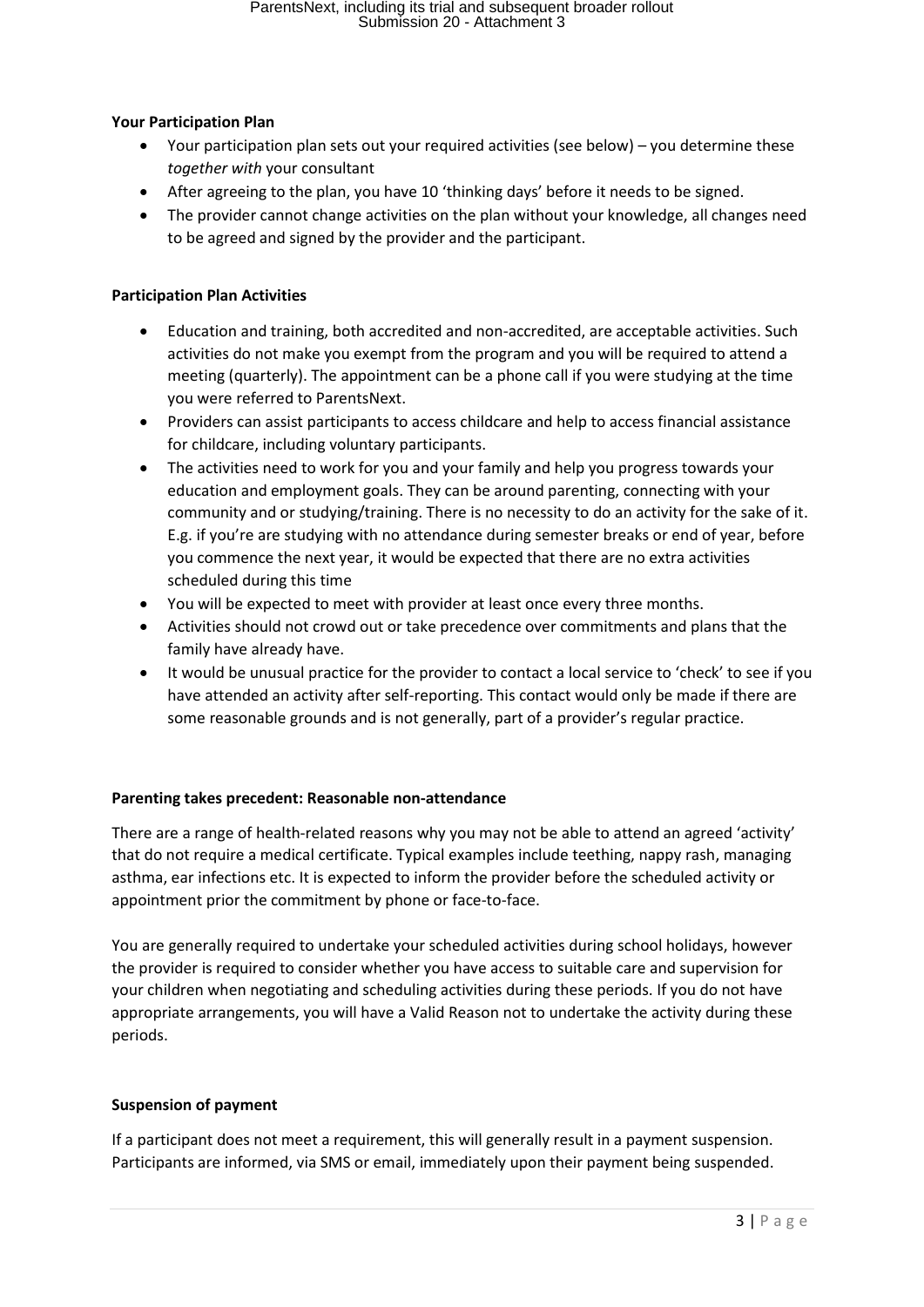**Your Participation Plan**

- Your participation plan sets out your required activities (see below) – you determine these *together with* your consultant
- After agreeing to the plan, you have 10 'thinking days' before it needs to be signed.
- The provider cannot change activities on the plan without your knowledge, all changes need to be agreed and signed by the provider and the participant.

**Participation Plan Activities**

- Education and training, both accredited and non-accredited, are acceptable activities. Such activities do not make you exempt from the program and you will be required to attend a meeting (quarterly). The appointment can be a phone call if you were studying at the time you were referred to ParentsNext.
- Providers can assist participants to access childcare and help to access financial assistance for childcare, including voluntary participants.
- The activities need to work for you and your family and help you progress towards your education and employment goals. They can be around parenting, connecting with your community and or studying/training. There is no necessity to do an activity for the sake of it. E.g. if you're are studying with no attendance during semester breaks or end of year, before you commence the next year, it would be expected that there are no extra activities scheduled during this time
- You will be expected to meet with provider at least once every three months.
- Activities should not crowd out or take precedence over commitments and plans that the family have already have.
- It would be unusual practice for the provider to contact a local service to 'check' to see if you have attended an activity after self-reporting. This contact would only be made if there are some reasonable grounds and is not generally, part of a provider's regular practice.

**Parenting takes precedent: Reasonable non-attendance**

There are a range of health-related reasons why you may not be able to attend an agreed 'activity' that do not require a medical certificate. Typical examples include teething, nappy rash, managing asthma, ear infections etc. It is expected to inform the provider before the scheduled activity or appointment prior the commitment by phone or face-to-face.

You are generally required to undertake your scheduled activities during school holidays, however the provider is required to consider whether you have access to suitable care and supervision for your children when negotiating and scheduling activities during these periods. If you do not have appropriate arrangements, you will have a Valid Reason not to undertake the activity during these periods.

**Suspension of payment**

If a participant does not meet a requirement, this will generally result in a payment suspension. Participants are informed, via SMS or email, immediately upon their payment being suspended.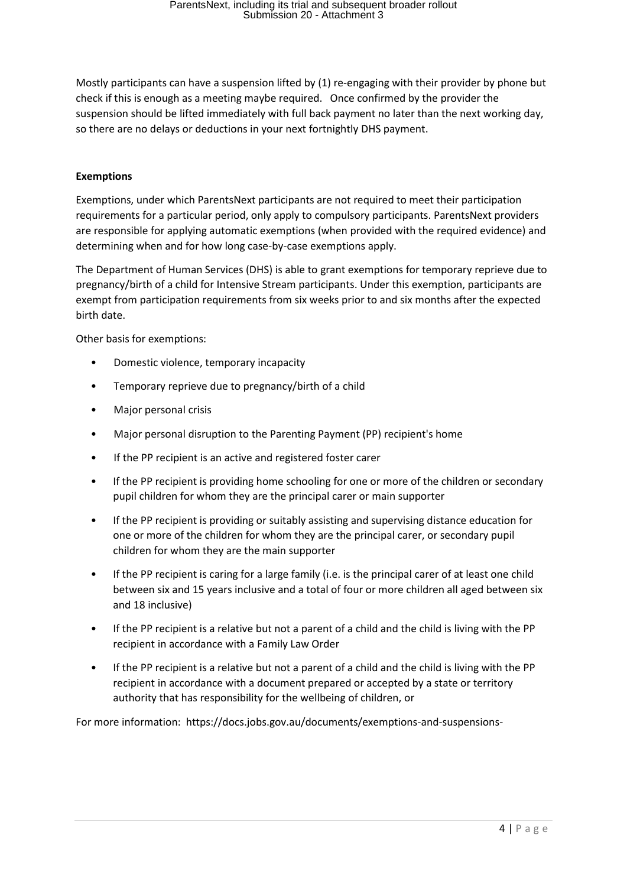Mostly participants can have a suspension lifted by (1) re-engaging with their provider by phone but check if this is enough as a meeting maybe required. Once confirmed by the provider the suspension should be lifted immediately with full back payment no later than the next working day, so there are no delays or deductions in your next fortnightly DHS payment.

**Exemptions**

Exemptions, under which ParentsNext participants are not required to meet their participation requirements for a particular period, only apply to compulsory participants. ParentsNext providers are responsible for applying automatic exemptions (when provided with the required evidence) and determining when and for how long case-by-case exemptions apply.

The Department of Human Services (DHS) is able to grant exemptions for temporary reprieve due to pregnancy/birth of a child for Intensive Stream participants. Under this exemption, participants are exempt from participation requirements from six weeks prior to and six months after the expected birth date.

Other basis for exemptions:

- Domestic violence, temporary incapacity
- Temporary reprieve due to pregnancy/birth of a child
- Major personal crisis
- Major personal disruption to the Parenting Payment (PP) recipient's home
- If the PP recipient is an active and registered foster carer
- If the PP recipient is providing home schooling for one or more of the children or secondary pupil children for whom they are the principal carer or main supporter
- If the PP recipient is providing or suitably assisting and supervising distance education for one or more of the children for whom they are the principal carer, or secondary pupil children for whom they are the main supporter
- If the PP recipient is caring for a large family (i.e. is the principal carer of at least one child between six and 15 years inclusive and a total of four or more children all aged between six and 18 inclusive)
- If the PP recipient is a relative but not a parent of a child and the child is living with the PP recipient in accordance with a Family Law Order
- If the PP recipient is a relative but not a parent of a child and the child is living with the PP recipient in accordance with a document prepared or accepted by a state or territory authority that has responsibility for the wellbeing of children, or

For more information: https://docs.jobs.gov.au/documents/exemptions-and-suspensions-